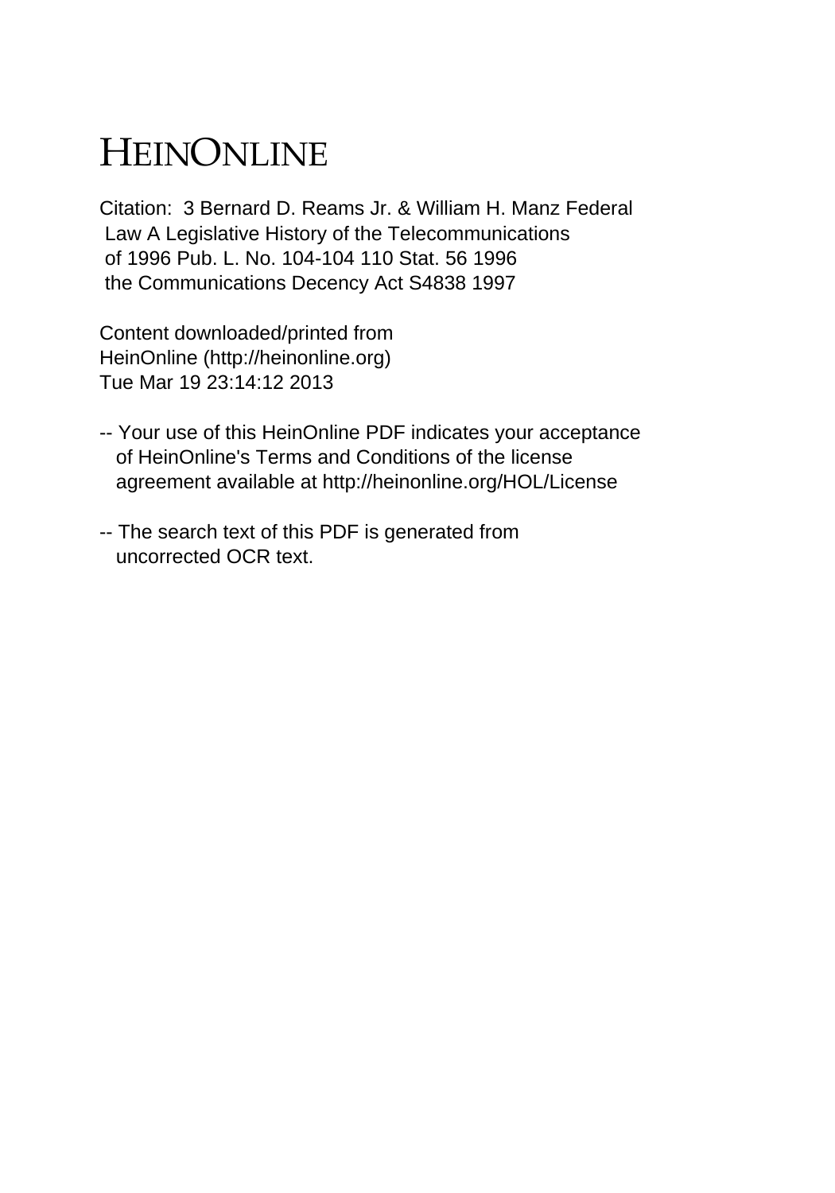# HEINONLINE

Citation: 3 Bernard D. Reams Jr. & William H. Manz Federal Law A Legislative History of the Telecommunications of 1996 Pub. L. No. 104-104 110 Stat. 56 1996 the Communications Decency Act S4838 1997

Content downloaded/printed from HeinOnline (http://heinonline.org) Tue Mar 19 23:14:12 2013

-- Your use of this HeinOnline PDF indicates your acceptance of HeinOnline's Terms and Conditions of the license agreement available at http://heinonline.org/HOL/License

-- The search text of this PDF is generated from uncorrected OCR text.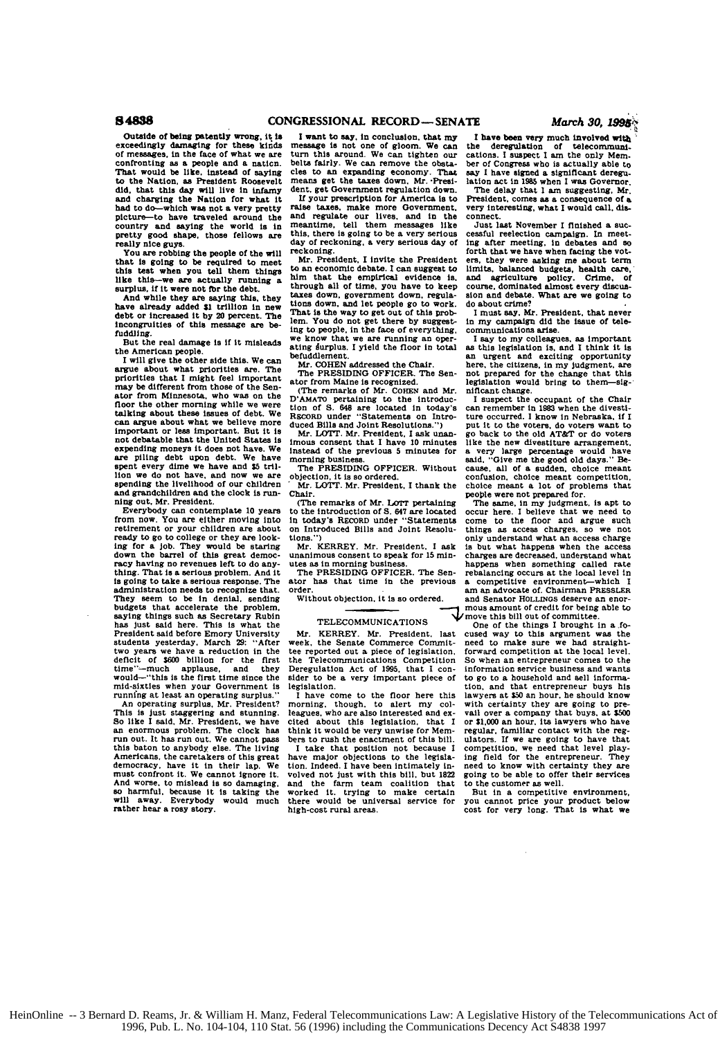Outside of being patently wrong, it is exceedingly damaging for these kinds of messages, in the face of what we are confronting as a people and a nation. That would be like, instead of saying to the Nation, as President Roosevelt did, that this day will live in infamy and charging the Nation for what it had to do—which was not a very pretty picture—to have traveled around the country and saying the world is in pretty good shape, those fellows are really nice guys.

You are robbing the people of the will that is going to be required to meet this test when you tell them things like this—we are actually running a surplus, if it were not for the debt.

And while they are saying this, they have already added $1 trillion in new debt or increased it by 20 percent. The incongruities of this message are befuddling.

But the real damage is if it misleads the American people.

I will give the other side this. We can argue about what priorities are. The priorities that I might feel important may be different from those of the Senator from Minnesota, who was on the floor the other morning while we were talking about these issues of debt. We can argue about what we believe more important or less important. But it is not debatable that the United States is expending moneys it does not have. We are piling debt upon debt. We have spent every dime we have and $5 trillion we do not have, and now we are spending the livelihood of our children and grandchildren and the clock is running out, Mr. President.

Everybody can contemplate 10 years from now. You are either moving into retirement or your children are about ready to go to college or they are looking for a job. They would be staring down the barrel of this great democracy having no revenues left to do anything. That is a serious problem. And it is going to take a serious response. The administration needs to recognize that. They seem to be in denial, sending budgets that accelerate the problem, saying things such as Secretary Rubin has just said here. This is what the President said before Emory University students yesterday, March 29: "After two years we have a reduction in the deficit of $600 billion for the first time"—much applause, and they would—"this is the first time since the mid-sixties when your Government is running at least an operating surplus."

An operating surplus, Mr. President? This is just staggering and stunning. So like I said, Mr. President, we have an enormous problem. The clock has run out. It has run out. We cannot pass this baton to anybody else. The living Americans, the caretakers of this great democracy, have it in their lap. We must confront it. We cannot ignore it. And worse, to mislead is so damaging, so harmful, because it is taking the will away. Everybody would much rather hear a rosy story.

I want to say, in conclusion, that my message is not one of gloom. We can turn this around. We can tighten our belts fairly. We can remove the obstacles to an expanding economy. That means get the taxes down, Mr. President, get Government regulation down.

If your prescription for America is to raise taxes, make more Government, and regulate our lives, and in the meantime, tell them messages like this, there is going to be a very serious day of reckoning, a very serious day of reckoning.

Mr. President, I invite the President to an economic debate. I can suggest to him that the empirical evidence is, through all of time, you have to keep taxes down, government down, regulations down, and let people go to work. That is the way to get out of this problem. You do not get there by suggesting to people, in the face of everything, we know that we are running an operating surplus. I yield the floor in total befuddlement.

Mr. COHEN addressed the Chair.

The PRESIDING OFFICER. The Senator from Maine is recognized.

(The remarks of Mr. COHEN and Mr. D'AMATO pertaining to the introduction of S. 648 are located in today's RECORD under "Statements on Introduced Bills and Joint Resolutions.")

Mr. LOTT. Mr. President, I ask unanimous consent that I have 10 minutes instead of the previous 5 minutes for morning business.

The PRESIDING OFFICER. Without objection, it is so ordered.

Mr. LOTT. Mr. President, I thank the Chair.

(The remarks of Mr. LOTT pertaining to the introduction of S. 647 are located in today's RECORD under "Statements on Introduced Bills and Joint Resolutions.")

Mr. KERREY. Mr. President, I ask unanimous consent to speak for 15 minutes as in morning business.

The PRESIDING OFFICER. The Senator has that time in the previous order.

Without objection, it is so ordered.

## TELECOMMUNICATIONS

Mr. KERREY. Mr. President, last week, the Senate Commerce Committee reported out a piece of legislation, the Telecommunications Competition Deregulation Act of 1995, that I consider to be a very important piece of legislation.

I have come to the floor here this morning, though, to alert my colleagues, who are also interested and excited about this legislation, that I think it would be very unwise for Members to rush the enactment of this bill.

I take that position not because I have major objections to the legislation. Indeed, I have been intimately involved not just with this bill, but 1822 and the farm team coalition that worked it, trying to make certain there would be universal service for high-cost rural areas.

I have been very much involved with the deregulation of telecommunications. I suspect I am the only Member of Congress who is actually able to say I have signed a significant deregulation act in 1985 when I was Governor.

The delay that I am suggesting, Mr. President, comes as a consequence of a very interesting, what I would call, disconnect.

Just last November I finished a successful reelection campaign. In meeting after meeting, in debates and so forth that we have when facing the voters, they were asking me about term limits, balanced budgets, health care, and agriculture policy. Crime, of course, dominated almost every discussion and debate. What are we going to do about crime?

I must say, Mr. President, that never in my campaign did the issue of telecommunications arise.

I say to my colleagues, as important as this legislation is, and I think it is an urgent and exciting opportunity here, the citizens, in my judgment, are not prepared for the change that this legislation would bring to them—significant change.

I suspect the occupant of the Chair can remember in 1983 when the divestiture occurred. I know in Nebraska, if I put it to the voters, do voters want to go back to the old AT&T or do voters like the new divestiture arrangement, a very large percentage would have said, "Give me the good old days." Because, all of a sudden, choice meant confusion, choice meant competition, choice meant a lot of problems that people were not prepared for.

The same, in my judgment, is apt to occur here. I believe that we need to come to the floor and argue such things as access charges, so we not only understand what an access charge is but what happens when the access charges are decreased, understand what happens when something called rate rebalancing occurs at the local level in a competitive environment—which I am an advocate of. Chairman PRESSLER and Senator HOLLINGS deserve an enormous amount of credit for being able to move this bill out of committee.

One of the things I brought in a focused way to this argument was the need to make sure we had straightforward competition at the local level. So when an entrepreneur comes to the information service business and wants to go to a household and sell information, and that entrepreneur buys his lawyers at $50 an hour, he should know with certainty they are going to prevail over a company that buys, at $500 or $1,000 an hour, its lawyers who have regular, familiar contact with the regulators. If we are going to have that competition, we need that level playing field for the entrepreneur. They need to know with certainty they are going to be able to offer their services to the customer as well.

But in a competitive environment, you cannot price your product below cost for very long. That is what we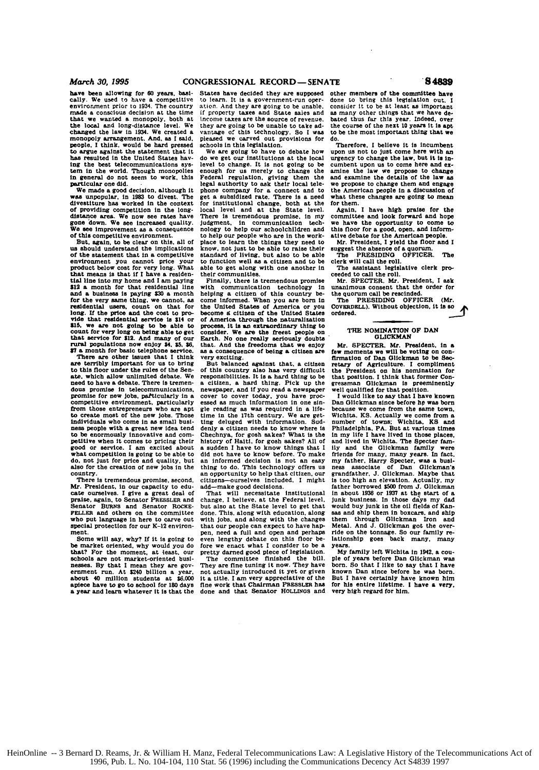have been allowing for 60 years, basically. We used to have a competitive environment prior to 1934. The country made a conscious decision at the time that we wanted a monopoly, both at the local and long-distance level. We changed the law in 1934. We created a monopoly arrangement. And, as I said, people, I think, would be hard pressed to argue against the statement that it has resulted in the United States having the best telecommunications system in the world. Though monopolies in general do not seem to work, this particular one did.

We made a good decision, although it was unpopular, in 1983 to divest. The divestiture has worked in the context of providing competition in the long-distance area. We now see rates have gone down. We see increased quality. We see improvement as a consequence of this competitive environment.

But, again, to be clear on this, all of us should understand the implications of the statement that in a competitive environment you cannot price your product below cost for very long. What that means is that if I have a residential line into my home and I am paying $12 a month for that residential line and a business is paying $30 a month for the very same thing, we cannot, as residential users, count on that for long. If the price and the cost to provide that residential service is $14 or $15, we are not going to be able to count for very long on being able to get that service for $12. And many of our rural populations now enjoy $4, $5, $6, $7 a month for basic telephone service.

There are other issues that I think are terribly important for us to bring to this floor under the rules of the Senate, which allow unlimited debate. We need to have a debate. There is tremendous promise in telecommunications, promise for new jobs, particularly in a competitive environment, particularly from those entrepreneurs who are apt to create most of the new jobs. Those individuals who come in as small business people with a great new idea tend to be enormously innovative and competitive when it comes to pricing their good or service. I am excited about what competition is going to be able to do, not just for price and quality, but also for the creation of new jobs in the country.

There is tremendous promise, second, Mr. President, in our capacity to educate ourselves. I give a great deal of praise, again, to Senator PRESSLER and Senator BURNS and Senator ROCKEFELLER and others on the committee who put language in here to carve out special protection for our K–12 environment.

Some will say, why? If it is going to be market oriented, why would you do that? For the moment, at least, our schools are not market-oriented businesses. By that I mean they are government run. At $240 billion a year, about 40 million students at $6,000 apiece have to go to school for 180 days a year and learn whatever it is that the States have decided they are supposed to learn. It is a government-run operation. And they are going to be unable, if property taxes and State sales and income taxes are the source of revenue, they are going to be unable to take advantage of this technology. So I was pleased we carved out provisions for schools in this legislation.

We are going to have to debate how do we get our institutions at the local level to change. It is not going to be enough for us merely to change the Federal regulation, giving them the legal authority to ask their local telephone company for a connect and to get a subsidized rate. There is a need for institutional change, both at the local level and at the State level. There is tremendous promise, in my judgment, in communication technology to help our schoolchildren and to help our people who are in the workplace to learn the things they need to know, not just to be able to raise their standard of living, but also to be able to function well as a citizen and to be able to get along with one another in their communities.

Finally, there is tremendous promise with communication technology in helping a citizen of this country become informed. When you are born in the United States of America or you become a citizen of the United States of America through the naturalization process, it is an extraordinary thing to consider. We are the freest people on Earth. No one really seriously doubts that. And the freedoms that we enjoy as a consequence of being a citizen are very exciting.

But balanced against that, a citizen of this country also has very difficult responsibilities. It is a hard thing to be a citizen, a hard thing. Pick up the newspaper, and if you read a newspaper cover to cover today, you have processed as much information in one single reading as was required in a lifetime in the 17th century. We are getting deluged with information. Suddenly a citizen needs to know where is Chechnya, for gosh sakes? What is the history of Haiti, for gosh sakes? All of a sudden I have to know things that I did not have to know before. To make an informed decision is not an easy thing to do. This technology offers us an opportunity to help that citizen, our citizens—ourselves included, I might add—make good decisions.

That will necessitate institutional change, I believe, at the Federal level, but also at the State level to get that done. This, along with education, along with jobs, and along with the changes that our people can expect to have happen, need a full and open and perhaps even lengthy debate on this floor before we enact what I consider to be a pretty darned good piece of legislation.

The committee finished the bill. They are fine tuning it now. They have not actually introduced it yet or given it a title. I am very appreciative of the fine work that Chairman PRESSLER has done and that Senator HOLLINGS and other members of the committee have done to bring this legislation out. I consider it to be at least as important as many other things that we have debated thus far this year. Indeed, over the course of the next 10 years it is apt to be the most important thing that we do.

Therefore, I believe it is incumbent upon us not to just come here with an urgency to change the law, but it is incumbent upon us to come here and examine the law we propose to change and examine the details of the law as we propose to change them and engage the American people in a discussion of what these changes are going to mean for them.

Again, I have high praise for the committee and look forward and hope we have the opportunity to come to this floor for a good, open, and informative debate for the American people.

Mr. President, I yield the floor and I suggest the absence of a quorum.

The PRESIDING OFFICER. The clerk will call the roll.

The assistant legislative clerk proceeded to call the roll.

Mr. SPECTER. Mr. President, I ask unanimous consent that the order for the quorum call be rescinded.

The PRESIDING OFFICER (Mr. COVERDELL). Without objection, it is so ordered.

## THE NOMINATION OF DAN GLICKMAN

Mr. SPECTER. Mr. President, in a few moments we will be voting on confirmation of Dan Glickman to be Secretary of Agriculture. I compliment the President on his nomination for that position. I think that former Congressman Glickman is preeminently well qualified for that position.

I would like to say that I have known Dan Glickman since before he was born because we come from the same town, Wichita, KS. Actually we come from a number of towns; Wichita, KS and Philadelphia, PA. But at various times in my life I have lived in those places, and lived in Wichita. The Specter family and the Glickman family were friends for many, many years. In fact, my father, Harry Specter, was a business associate of Dan Glickman's grandfather, J. Glickman. Maybe that is too high an elevation. Actually, my father borrowed $500 from J. Glickman in about 1936 or 1937 at the start of a junk business. In those days my dad would buy junk in the oil fields of Kansas and ship them in boxcars, and ship them through Glickman Iron and Metal. And J. Glickman got the override on the tonnage. So our family relationship goes back many, many years.

My family left Wichita in 1942, a couple of years before Dan Glickman was born. So that I like to say that I have known Dan since before he was born. But I have certainly have known him for his entire lifetime. I have a very, very high regard for him.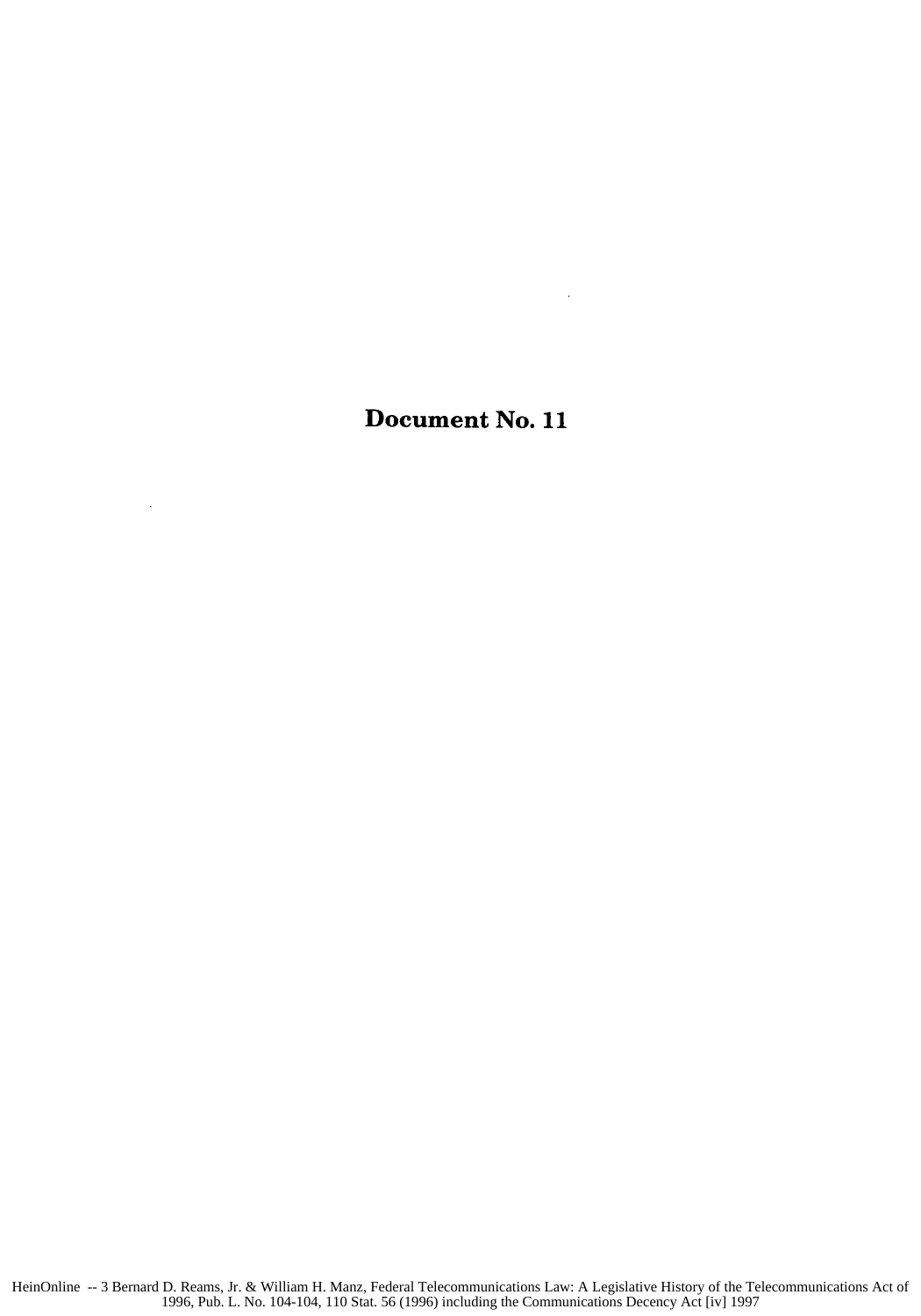# Document No. 11